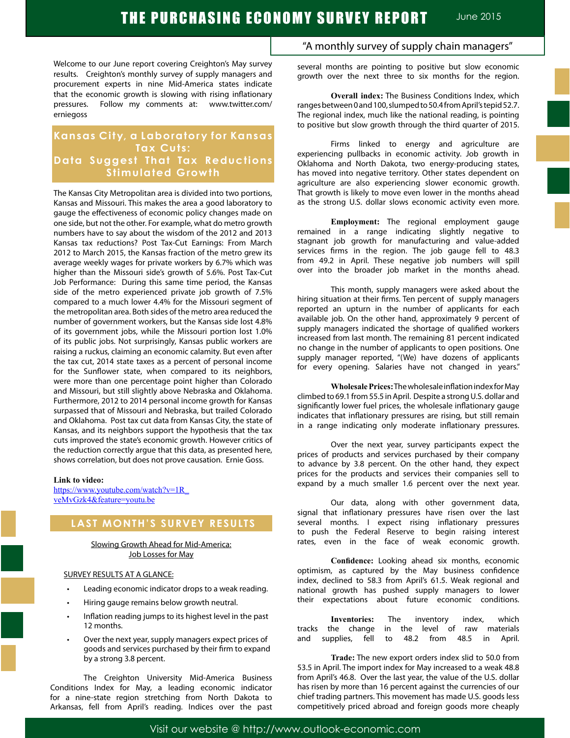# THE PURCHASING ECONOMY SURVEY REPORT

June 2015

"A monthly survey of supply chain managers"

Welcome to our June report covering Creighton's May survey results. Creighton's monthly survey of supply managers and procurement experts in nine Mid-America states indicate that the economic growth is slowing with rising inflationary pressures. Follow my comments at: www.twitter.com/erniegoss

## Kansas City, a Laboratory for Kansas Tax Cuts: Data Suggest That Tax Reductions Stimulated Growth

The Kansas City Metropolitan area is divided into two portions, Kansas and Missouri. This makes the area a good laboratory to gauge the effectiveness of economic policy changes made on one side, but not the other. For example, what do metro growth numbers have to say about the wisdom of the 2012 and 2013 Kansas tax reductions? Post Tax-Cut Earnings: From March 2012 to March 2015, the Kansas fraction of the metro grew its average weekly wages for private workers by 6.7% which was higher than the Missouri side's growth of 5.6%. Post Tax-Cut Job Performance: During this same time period, the Kansas side of the metro experienced private job growth of 7.5% compared to a much lower 4.4% for the Missouri segment of the metropolitan area. Both sides of the metro area reduced the number of government workers, but the Kansas side lost 4.8% of its government jobs, while the Missouri portion lost 1.0% of its public jobs. Not surprisingly, Kansas public workers are raising a ruckus, claiming an economic calamity. But even after the tax cut, 2014 state taxes as a percent of personal income for the Sunflower state, when compared to its neighbors, were more than one percentage point higher than Colorado and Missouri, but still slightly above Nebraska and Oklahoma. Furthermore, 2012 to 2014 personal income growth for Kansas surpassed that of Missouri and Nebraska, but trailed Colorado and Oklahoma. Post tax cut data from Kansas City, the state of Kansas, and its neighbors support the hypothesis that the tax cuts improved the state's economic growth. However critics of the reduction correctly argue that this data, as presented here, shows correlation, but does not prove causation. Ernie Goss.

**Link to video:**
https://www.youtube.com/watch?v=1R_veMvGzk4&feature=youtu.be

## LAST MONTH'S SURVEY RESULTS

Slowing Growth Ahead for Mid-America:
Job Losses for May

SURVEY RESULTS AT A GLANCE:

- Leading economic indicator drops to a weak reading.
- Hiring gauge remains below growth neutral.
- Inflation reading jumps to its highest level in the past 12 months.
- Over the next year, supply managers expect prices of goods and services purchased by their firm to expand by a strong 3.8 percent.

The Creighton University Mid-America Business Conditions Index for May, a leading economic indicator for a nine-state region stretching from North Dakota to Arkansas, fell from April's reading. Indices over the past several months are pointing to positive but slow economic growth over the next three to six months for the region.

**Overall index:** The Business Conditions Index, which ranges between 0 and 100, slumped to 50.4 from April's tepid 52.7. The regional index, much like the national reading, is pointing to positive but slow growth through the third quarter of 2015.

Firms linked to energy and agriculture are experiencing pullbacks in economic activity. Job growth in Oklahoma and North Dakota, two energy-producing states, has moved into negative territory. Other states dependent on agriculture are also experiencing slower economic growth. That growth is likely to move even lower in the months ahead as the strong U.S. dollar slows economic activity even more.

**Employment:** The regional employment gauge remained in a range indicating slightly negative to stagnant job growth for manufacturing and value-added services firms in the region. The job gauge fell to 48.3 from 49.2 in April. These negative job numbers will spill over into the broader job market in the months ahead.

This month, supply managers were asked about the hiring situation at their firms. Ten percent of supply managers reported an upturn in the number of applicants for each available job. On the other hand, approximately 9 percent of supply managers indicated the shortage of qualified workers increased from last month. The remaining 81 percent indicated no change in the number of applicants to open positions. One supply manager reported, "(We) have dozens of applicants for every opening. Salaries have not changed in years."

**Wholesale Prices:** The wholesale inflation index for May climbed to 69.1 from 55.5 in April. Despite a strong U.S. dollar and significantly lower fuel prices, the wholesale inflationary gauge indicates that inflationary pressures are rising, but still remain in a range indicating only moderate inflationary pressures.

Over the next year, survey participants expect the prices of products and services purchased by their company to advance by 3.8 percent. On the other hand, they expect prices for the products and services their companies sell to expand by a much smaller 1.6 percent over the next year.

Our data, along with other government data, signal that inflationary pressures have risen over the last several months. I expect rising inflationary pressures to push the Federal Reserve to begin raising interest rates, even in the face of weak economic growth.

**Confidence:** Looking ahead six months, economic optimism, as captured by the May business confidence index, declined to 58.3 from April's 61.5. Weak regional and national growth has pushed supply managers to lower their expectations about future economic conditions.

**Inventories:** The inventory index, which tracks the change in the level of raw materials and supplies, fell to 48.2 from 48.5 in April.

**Trade:** The new export orders index slid to 50.0 from 53.5 in April. The import index for May increased to a weak 48.8 from April's 46.8. Over the last year, the value of the U.S. dollar has risen by more than 16 percent against the currencies of our chief trading partners. This movement has made U.S. goods less competitively priced abroad and foreign goods more cheaply

Visit our website @ http://www.outlook-economic.com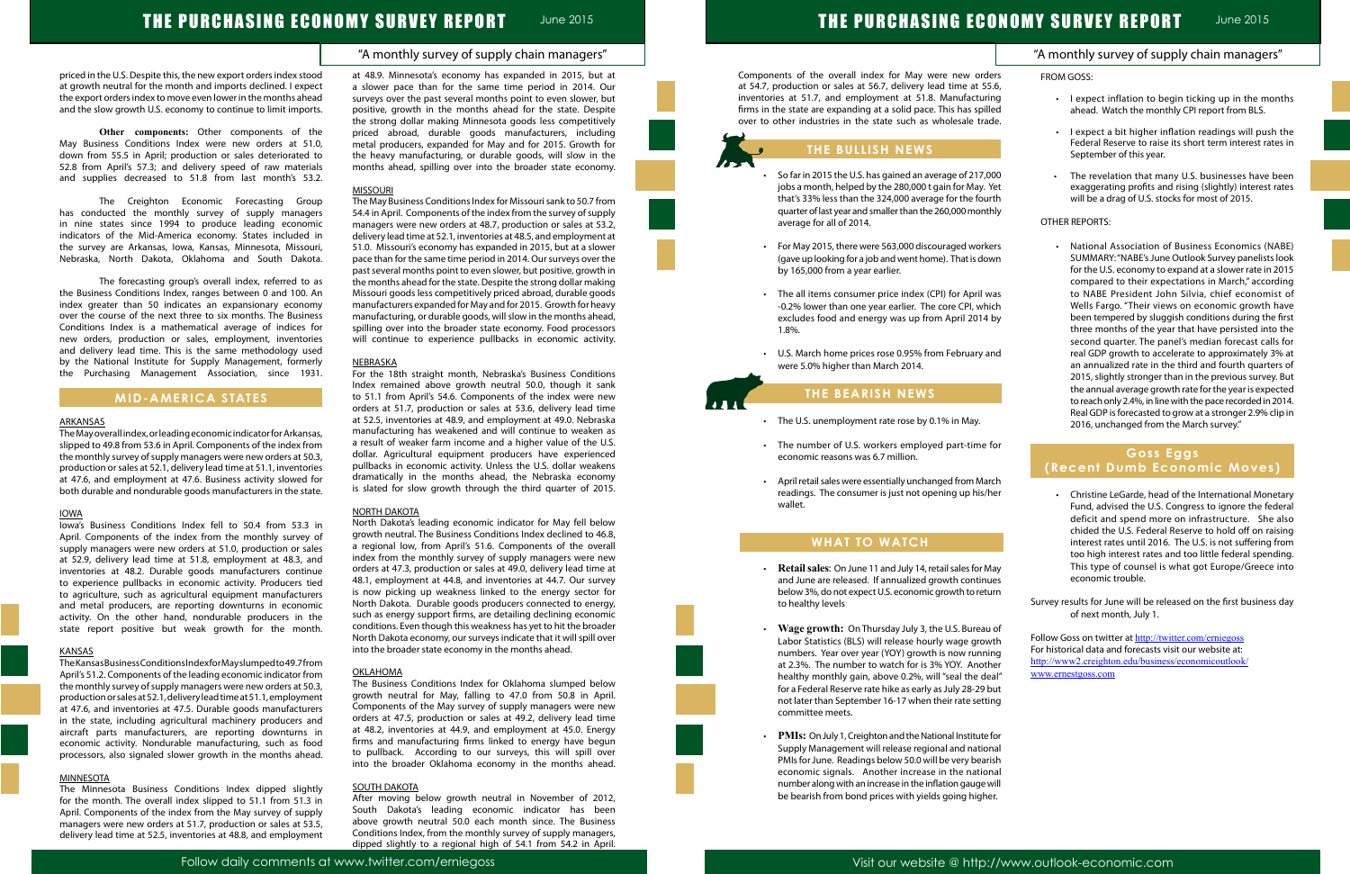priced in the U.S. Despite this, the new export orders index stood at growth neutral for the month and imports declined. I expect the export orders index to move even lower in the months ahead and the slow growth U.S. economy to continue to limit imports.

**Other components:** Other components of the May Business Conditions Index were new orders at 51.0, down from 55.5 in April; production or sales deteriorated to 52.8 from April's 57.3; and delivery speed of raw materials and supplies decreased to 51.8 from last month's 53.2.

The Creighton Economic Forecasting Group has conducted the monthly survey of supply managers in nine states since 1994 to produce leading economic indicators of the Mid-America economy. States included in the survey are Arkansas, Iowa, Kansas, Minnesota, Missouri, Nebraska, North Dakota, Oklahoma and South Dakota.

The forecasting group's overall index, referred to as the Business Conditions Index, ranges between 0 and 100. An index greater than 50 indicates an expansionary economy over the course of the next three to six months. The Business Conditions Index is a mathematical average of indices for new orders, production or sales, employment, inventories and delivery lead time. This is the same methodology used by the National Institute for Supply Management, formerly the Purchasing Management Association, since 1931.

## MID-AMERICA STATES

### ARKANSAS

The May overall index, or leading economic indicator for Arkansas, slipped to 49.8 from 53.6 in April. Components of the index from the monthly survey of supply managers were new orders at 50.3, production or sales at 52.1, delivery lead time at 51.1, inventories at 47.6, and employment at 47.6. Business activity slowed for both durable and nondurable goods manufacturers in the state.

### IOWA

Iowa's Business Conditions Index fell to 50.4 from 53.3 in April. Components of the index from the monthly survey of supply managers were new orders at 51.0, production or sales at 52.9, delivery lead time at 51.8, employment at 48.3, and inventories at 48.2. Durable goods manufacturers continue to experience pullbacks in economic activity. Producers tied to agriculture, such as agricultural equipment manufacturers and metal producers, are reporting downturns in economic activity. On the other hand, nondurable producers in the state report positive but weak growth for the month.

### KANSAS

The Kansas Business Conditions Index for May slumped to 49.7 from April's 51.2. Components of the leading economic indicator from the monthly survey of supply managers were new orders at 50.3, production or sales at 52.1, delivery lead time at 51.1, employment at 47.6, and inventories at 47.5. Durable goods manufacturers in the state, including agricultural machinery producers and aircraft parts manufacturers, are reporting downturns in economic activity. Nondurable manufacturing, such as food processors, also signaled slower growth in the months ahead.

### MINNESOTA

The Minnesota Business Conditions Index dipped slightly for the month. The overall index slipped to 51.1 from 51.3 in April. Components of the index from the May survey of supply managers were new orders at 51.7, production or sales at 53.5, delivery lead time at 52.5, inventories at 48.8, and employment at 48.9. Minnesota's economy has expanded in 2015, but at a slower pace than for the same time period in 2014. Our surveys over the past several months point to even slower, but positive, growth in the months ahead for the state. Despite the strong dollar making Minnesota goods less competitively priced abroad, durable goods manufacturers, including metal producers, expanded for May and for 2015. Growth for the heavy manufacturing, or durable goods, will slow in the months ahead, spilling over into the broader state economy.

### MISSOURI

The May Business Conditions Index for Missouri sank to 50.7 from 54.4 in April. Components of the index from the survey of supply managers were new orders at 48.7, production or sales at 53.2, delivery lead time at 52.1, inventories at 48.5, and employment at 51.0. Missouri's economy has expanded in 2015, but at a slower pace than for the same time period in 2014. Our surveys over the past several months point to even slower, but positive, growth in the months ahead for the state. Despite the strong dollar making Missouri goods less competitively priced abroad, durable goods manufacturers expanded for May and for 2015. Growth for heavy manufacturing, or durable goods, will slow in the months ahead, spilling over into the broader state economy. Food processors will continue to experience pullbacks in economic activity.

### NEBRASKA

For the 18th straight month, Nebraska's Business Conditions Index remained above growth neutral 50.0, though it sank to 51.1 from April's 54.6. Components of the index were new orders at 51.7, production or sales at 53.6, delivery lead time at 52.5, inventories at 48.9, and employment at 49.0. Nebraska manufacturing has weakened and will continue to weaken as a result of weaker farm income and a higher value of the U.S. dollar. Agricultural equipment producers have experienced pullbacks in economic activity. Unless the U.S. dollar weakens dramatically in the months ahead, the Nebraska economy is slated for slow growth through the third quarter of 2015.

### NORTH DAKOTA

North Dakota's leading economic indicator for May fell below growth neutral. The Business Conditions Index declined to 46.8, a regional low, from April's 51.6. Components of the overall index from the monthly survey of supply managers were new orders at 47.3, production or sales at 49.0, delivery lead time at 48.1, employment at 44.8, and inventories at 44.7. Our survey is now picking up weakness linked to the energy sector for North Dakota. Durable goods producers connected to energy, such as energy support firms, are detailing declining economic conditions. Even though this weakness has yet to hit the broader North Dakota economy, our surveys indicate that it will spill over into the broader state economy in the months ahead.

### OKLAHOMA

The Business Conditions Index for Oklahoma slumped below growth neutral for May, falling to 47.0 from 50.8 in April. Components of the May survey of supply managers were new orders at 47.5, production or sales at 49.2, delivery lead time at 48.2, inventories at 44.9, and employment at 45.0. Energy firms and manufacturing firms linked to energy have begun to pullback. According to our surveys, this will spill over into the broader Oklahoma economy in the months ahead.

### SOUTH DAKOTA

After moving below growth neutral in November of 2012, South Dakota's leading economic indicator has been above growth neutral 50.0 each month since. The Business Conditions Index, from the monthly survey of supply managers, dipped slightly to a regional high of 54.1 from 54.2 in April. Components of the overall index for May were new orders at 54.7, production or sales at 56.7, delivery lead time at 55.6, inventories at 51.7, and employment at 51.8. Manufacturing firms in the state are expanding at a solid pace. This has spilled over to other industries in the state such as wholesale trade.

## THE BULLISH NEWS

- So far in 2015 the U.S. has gained an average of 217,000 jobs a month, helped by the 280,000 t gain for May. Yet that's 33% less than the 324,000 average for the fourth quarter of last year and smaller than the 260,000 monthly average for all of 2014.
- For May 2015, there were 563,000 discouraged workers (gave up looking for a job and went home). That is down by 165,000 from a year earlier.
- The all items consumer price index (CPI) for April was -0.2% lower than one year earlier. The core CPI, which excludes food and energy was up from April 2014 by 1.8%.
- U.S. March home prices rose 0.95% from February and were 5.0% higher than March 2014.

## THE BEARISH NEWS

- The U.S. unemployment rate rose by 0.1% in May.
- The number of U.S. workers employed part-time for economic reasons was 6.7 million.
- April retail sales were essentially unchanged from March readings. The consumer is just not opening up his/her wallet.

## WHAT TO WATCH

- **Retail sales**: On June 11 and July 14, retail sales for May and June are released. If annualized growth continues below 3%, do not expect U.S. economic growth to return to healthy levels
- **Wage growth:** On Thursday July 3, the U.S. Bureau of Labor Statistics (BLS) will release hourly wage growth numbers. Year over year (YOY) growth is now running at 2.3%. The number to watch for is 3% YOY. Another healthy monthly gain, above 0.2%, will "seal the deal" for a Federal Reserve rate hike as early as July 28-29 but not later than September 16-17 when their rate setting committee meets.
- **PMIs:** On July 1, Creighton and the National Institute for Supply Management will release regional and national PMIs for June. Readings below 50.0 will be very bearish economic signals. Another increase in the national number along with an increase in the inflation gauge will be bearish from bond prices with yields going higher.

FROM GOSS:

- I expect inflation to begin ticking up in the months ahead. Watch the monthly CPI report from BLS.
- I expect a bit higher inflation readings will push the Federal Reserve to raise its short term interest rates in September of this year.
- The revelation that many U.S. businesses have been exaggerating profits and rising (slightly) interest rates will be a drag of U.S. stocks for most of 2015.

OTHER REPORTS:

- National Association of Business Economics (NABE) SUMMARY: "NABE's June Outlook Survey panelists look for the U.S. economy to expand at a slower rate in 2015 compared to their expectations in March," according to NABE President John Silvia, chief economist of Wells Fargo. "Their views on economic growth have been tempered by sluggish conditions during the first three months of the year that have persisted into the second quarter. The panel's median forecast calls for real GDP growth to accelerate to approximately 3% at an annualized rate in the third and fourth quarters of 2015, slightly stronger than in the previous survey. But the annual average growth rate for the year is expected to reach only 2.4%, in line with the pace recorded in 2014. Real GDP is forecasted to grow at a stronger 2.9% clip in 2016, unchanged from the March survey."

## Goss Eggs (Recent Dumb Economic Moves)

- Christine LeGarde, head of the International Monetary Fund, advised the U.S. Congress to ignore the federal deficit and spend more on infrastructure. She also chided the U.S. Federal Reserve to hold off on raising interest rates until 2016. The U.S. is not suffering from too high interest rates and too little federal spending. This type of counsel is what got Europe/Greece into economic trouble.

Survey results for June will be released on the first business day of next month, July 1.

Follow Goss on twitter at http://twitter.com/erniegoss
For historical data and forecasts visit our website at:
http://www2.creighton.edu/business/economicoutlook/
www.ernestgoss.com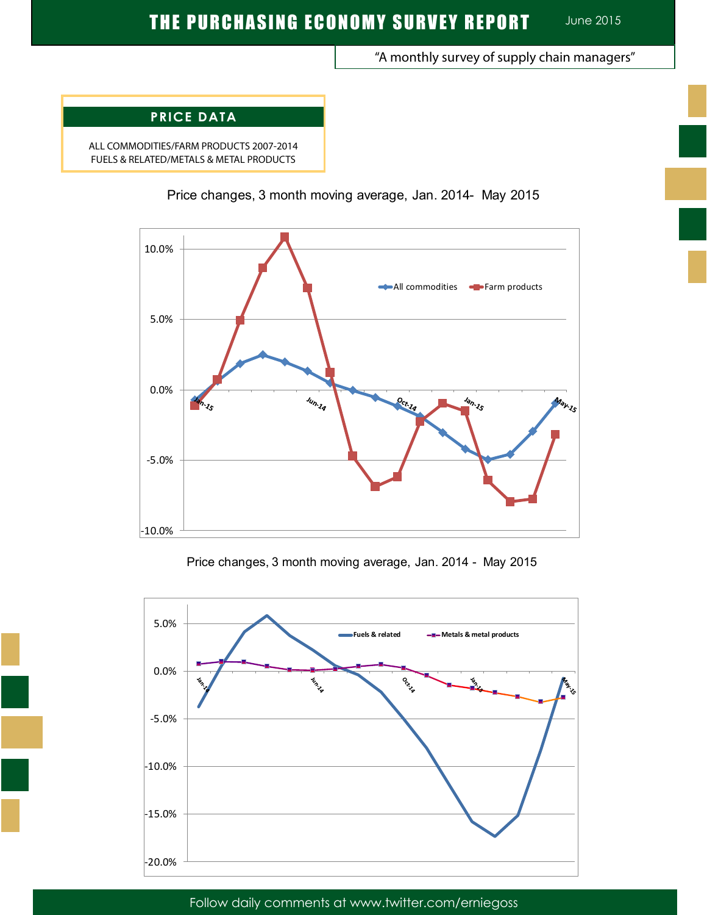# THE PURCHASING ECONOMY SURVEY REPORT

June 2015

"A monthly survey of supply chain managers"

## PRICE DATA

ALL COMMODITIES/FARM PRODUCTS 2007-2014
FUELS & RELATED/METALS & METAL PRODUCTS

Price changes, 3 month moving average, Jan. 2014- May 2015

10.0%
5.0%
0.0%
-5.0%
-10.0%

All commodities
Farm products

Jan-15
Jun-14
Oct-14
Jan-15
May-15

Price changes, 3 month moving average, Jan. 2014 - May 2015

5.0%
0.0%
-5.0%
-10.0%
-15.0%
-20.0%

Fuels & related
Metals & metal products

Jan-14
Jun-14
Oct-14
Jan-15
May-15

Follow daily comments at www.twitter.com/erniegoss